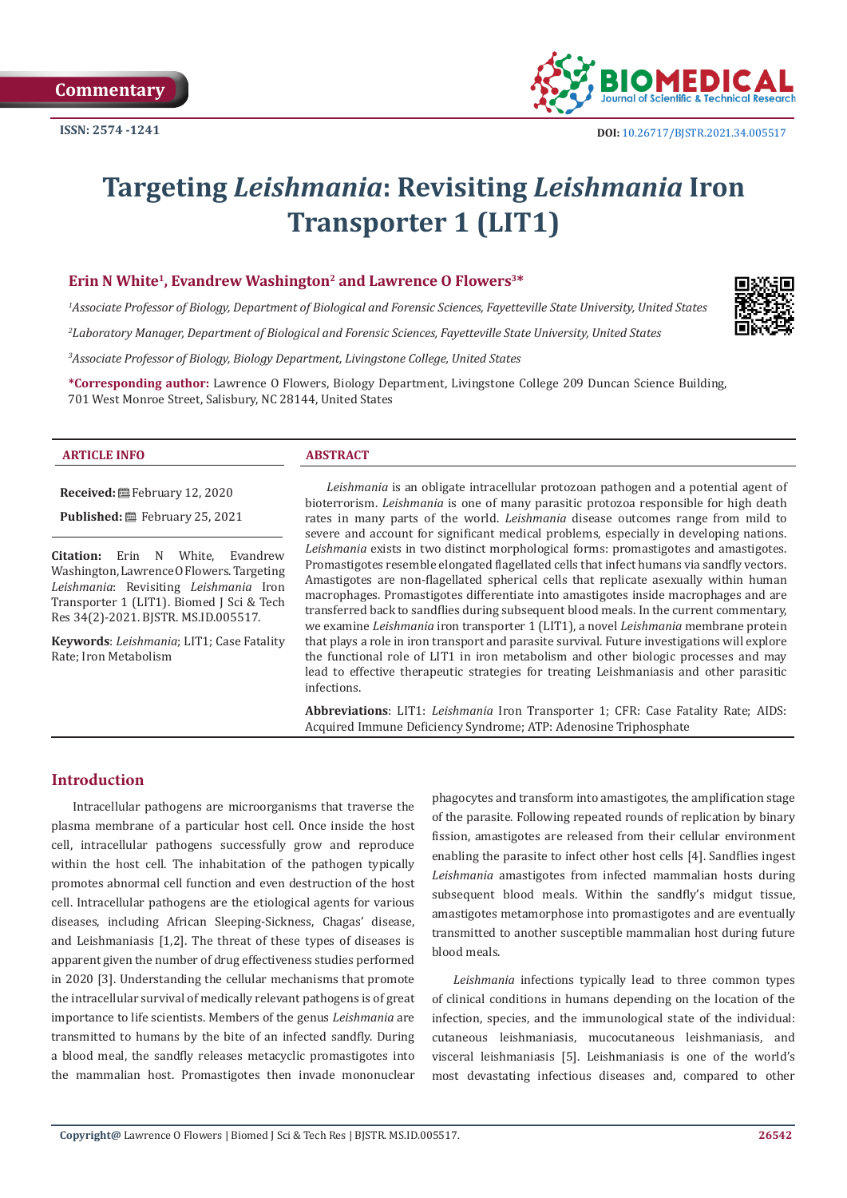Commentary

ISSN: 2574 -1241

DOI: 10.26717/BJSTR.2021.34.005517

# Targeting *Leishmania*: Revisiting *Leishmania* Iron Transporter 1 (LIT1)

**Erin N White[1], Evandrew Washington[2] and Lawrence O Flowers[3]***

[1]*Associate Professor of Biology, Department of Biological and Forensic Sciences, Fayetteville State University, United States*

[2]*Laboratory Manager, Department of Biological and Forensic Sciences, Fayetteville State University, United States*

[3]*Associate Professor of Biology, Biology Department, Livingstone College, United States*

**\*Corresponding author:** Lawrence O Flowers, Biology Department, Livingstone College 209 Duncan Science Building, 701 West Monroe Street, Salisbury, NC 28144, United States

### ARTICLE INFO

**Received:** February 12, 2020

**Published:** February 25, 2021

**Citation:** Erin N White, Evandrew Washington, Lawrence O Flowers. Targeting *Leishmania*: Revisiting *Leishmania* Iron Transporter 1 (LIT1). Biomed J Sci & Tech Res 34(2)-2021. BJSTR. MS.ID.005517.

**Keywords**: *Leishmania*; LIT1; Case Fatality Rate; Iron Metabolism

### ABSTRACT

*Leishmania* is an obligate intracellular protozoan pathogen and a potential agent of bioterrorism. *Leishmania* is one of many parasitic protozoa responsible for high death rates in many parts of the world. *Leishmania* disease outcomes range from mild to severe and account for significant medical problems, especially in developing nations. *Leishmania* exists in two distinct morphological forms: promastigotes and amastigotes. Promastigotes resemble elongated flagellated cells that infect humans via sandfly vectors. Amastigotes are non-flagellated spherical cells that replicate asexually within human macrophages. Promastigotes differentiate into amastigotes inside macrophages and are transferred back to sandflies during subsequent blood meals. In the current commentary, we examine *Leishmania* iron transporter 1 (LIT1), a novel *Leishmania* membrane protein that plays a role in iron transport and parasite survival. Future investigations will explore the functional role of LIT1 in iron metabolism and other biologic processes and may lead to effective therapeutic strategies for treating Leishmaniasis and other parasitic infections.

**Abbreviations**: LIT1: *Leishmania* Iron Transporter 1; CFR: Case Fatality Rate; AIDS: Acquired Immune Deficiency Syndrome; ATP: Adenosine Triphosphate

## Introduction

Intracellular pathogens are microorganisms that traverse the plasma membrane of a particular host cell. Once inside the host cell, intracellular pathogens successfully grow and reproduce within the host cell. The inhabitation of the pathogen typically promotes abnormal cell function and even destruction of the host cell. Intracellular pathogens are the etiological agents for various diseases, including African Sleeping-Sickness, Chagas' disease, and Leishmaniasis [1,2]. The threat of these types of diseases is apparent given the number of drug effectiveness studies performed in 2020 [3]. Understanding the cellular mechanisms that promote the intracellular survival of medically relevant pathogens is of great importance to life scientists. Members of the genus *Leishmania* are transmitted to humans by the bite of an infected sandfly. During a blood meal, the sandfly releases metacyclic promastigotes into the mammalian host. Promastigotes then invade mononuclear phagocytes and transform into amastigotes, the amplification stage of the parasite. Following repeated rounds of replication by binary fission, amastigotes are released from their cellular environment enabling the parasite to infect other host cells [4]. Sandflies ingest *Leishmania* amastigotes from infected mammalian hosts during subsequent blood meals. Within the sandfly's midgut tissue, amastigotes metamorphose into promastigotes and are eventually transmitted to another susceptible mammalian host during future blood meals.

*Leishmania* infections typically lead to three common types of clinical conditions in humans depending on the location of the infection, species, and the immunological state of the individual: cutaneous leishmaniasis, mucocutaneous leishmaniasis, and visceral leishmaniasis [5]. Leishmaniasis is one of the world's most devastating infectious diseases and, compared to other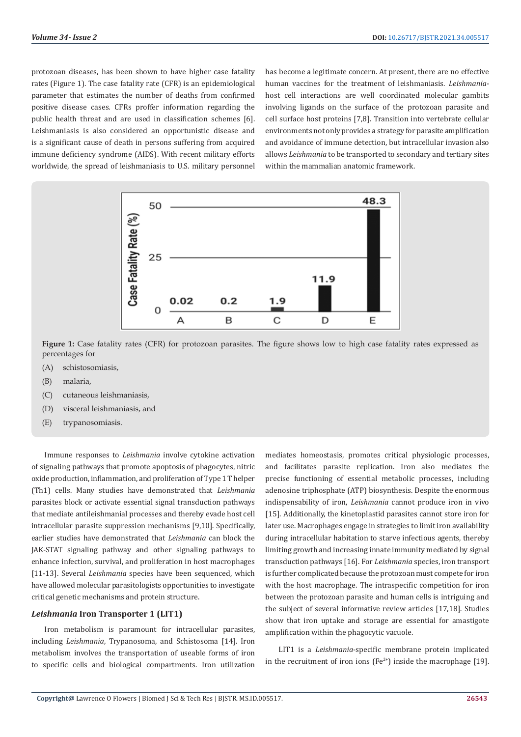protozoan diseases, has been shown to have higher case fatality rates (Figure 1). The case fatality rate (CFR) is an epidemiological parameter that estimates the number of deaths from confirmed positive disease cases. CFRs proffer information regarding the public health threat and are used in classification schemes [6]. Leishmaniasis is also considered an opportunistic disease and is a significant cause of death in persons suffering from acquired immune deficiency syndrome (AIDS). With recent military efforts worldwide, the spread of leishmaniasis to U.S. military personnel has become a legitimate concern. At present, there are no effective human vaccines for the treatment of leishmaniasis. *Leishmania*-host cell interactions are well coordinated molecular gambits involving ligands on the surface of the protozoan parasite and cell surface host proteins [7,8]. Transition into vertebrate cellular environments not only provides a strategy for parasite amplification and avoidance of immune detection, but intracellular invasion also allows *Leishmania* to be transported to secondary and tertiary sites within the mammalian anatomic framework.

**Figure 1:** Case fatality rates (CFR) for protozoan parasites. The figure shows low to high case fatality rates expressed as percentages for

(A) schistosomiasis,

(B) malaria,

(C) cutaneous leishmaniasis,

(D) visceral leishmaniasis, and

(E) trypanosomiasis.

Immune responses to *Leishmania* involve cytokine activation of signaling pathways that promote apoptosis of phagocytes, nitric oxide production, inflammation, and proliferation of Type 1 T helper (Th1) cells. Many studies have demonstrated that *Leishmania* parasites block or activate essential signal transduction pathways that mediate antileishmanial processes and thereby evade host cell intracellular parasite suppression mechanisms [9,10]. Specifically, earlier studies have demonstrated that *Leishmania* can block the JAK-STAT signaling pathway and other signaling pathways to enhance infection, survival, and proliferation in host macrophages [11-13]. Several *Leishmania* species have been sequenced, which have allowed molecular parasitologists opportunities to investigate critical genetic mechanisms and protein structure.

### *Leishmania* Iron Transporter 1 (LIT1)

Iron metabolism is paramount for intracellular parasites, including *Leishmania*, Trypanosoma, and Schistosoma [14]. Iron metabolism involves the transportation of useable forms of iron to specific cells and biological compartments. Iron utilization mediates homeostasis, promotes critical physiologic processes, and facilitates parasite replication. Iron also mediates the precise functioning of essential metabolic processes, including adenosine triphosphate (ATP) biosynthesis. Despite the enormous indispensability of iron, *Leishmania* cannot produce iron in vivo [15]. Additionally, the kinetoplastid parasites cannot store iron for later use. Macrophages engage in strategies to limit iron availability during intracellular habitation to starve infectious agents, thereby limiting growth and increasing innate immunity mediated by signal transduction pathways [16]. For *Leishmania* species, iron transport is further complicated because the protozoan must compete for iron with the host macrophage. The intraspecific competition for iron between the protozoan parasite and human cells is intriguing and the subject of several informative review articles [17,18]. Studies show that iron uptake and storage are essential for amastigote amplification within the phagocytic vacuole.

LIT1 is a *Leishmania*-specific membrane protein implicated in the recruitment of iron ions ($Fe^{2+}$) inside the macrophage [19].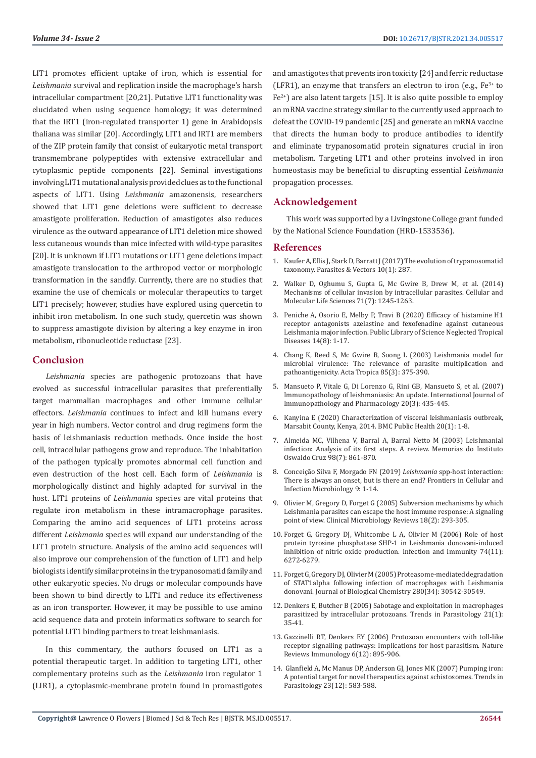LIT1 promotes efficient uptake of iron, which is essential for *Leishmania* survival and replication inside the macrophage's harsh intracellular compartment [20,21]. Putative LIT1 functionality was elucidated when using sequence homology; it was determined that the IRT1 (iron-regulated transporter 1) gene in Arabidopsis thaliana was similar [20]. Accordingly, LIT1 and IRT1 are members of the ZIP protein family that consist of eukaryotic metal transport transmembrane polypeptides with extensive extracellular and cytoplasmic peptide components [22]. Seminal investigations involving LIT1 mutational analysis provided clues as to the functional aspects of LIT1. Using *Leishmania* amazonensis, researchers showed that LIT1 gene deletions were sufficient to decrease amastigote proliferation. Reduction of amastigotes also reduces virulence as the outward appearance of LIT1 deletion mice showed less cutaneous wounds than mice infected with wild-type parasites [20]. It is unknown if LIT1 mutations or LIT1 gene deletions impact amastigote translocation to the arthropod vector or morphologic transformation in the sandfly. Currently, there are no studies that examine the use of chemicals or molecular therapeutics to target LIT1 precisely; however, studies have explored using quercetin to inhibit iron metabolism. In one such study, quercetin was shown to suppress amastigote division by altering a key enzyme in iron metabolism, ribonucleotide reductase [23].

## Conclusion

*Leishmania* species are pathogenic protozoans that have evolved as successful intracellular parasites that preferentially target mammalian macrophages and other immune cellular effectors. *Leishmania* continues to infect and kill humans every year in high numbers. Vector control and drug regimens form the basis of leishmaniasis reduction methods. Once inside the host cell, intracellular pathogens grow and reproduce. The inhabitation of the pathogen typically promotes abnormal cell function and even destruction of the host cell. Each form of *Leishmania* is morphologically distinct and highly adapted for survival in the host. LIT1 proteins of *Leishmania* species are vital proteins that regulate iron metabolism in these intramacrophage parasites. Comparing the amino acid sequences of LIT1 proteins across different *Leishmania* species will expand our understanding of the LIT1 protein structure. Analysis of the amino acid sequences will also improve our comprehension of the function of LIT1 and help biologists identify similar proteins in the trypanosomatid family and other eukaryotic species. No drugs or molecular compounds have been shown to bind directly to LIT1 and reduce its effectiveness as an iron transporter. However, it may be possible to use amino acid sequence data and protein informatics software to search for potential LIT1 binding partners to treat leishmaniasis.

In this commentary, the authors focused on LIT1 as a potential therapeutic target. In addition to targeting LIT1, other complementary proteins such as the *Leishmania* iron regulator 1 (LIR1), a cytoplasmic-membrane protein found in promastigotes and amastigotes that prevents iron toxicity [24] and ferric reductase (LFR1), an enzyme that transfers an electron to iron (e.g., $Fe^{3+}$ to $Fe^{2+}$) are also latent targets [15]. It is also quite possible to employ an mRNA vaccine strategy similar to the currently used approach to defeat the COVID-19 pandemic [25] and generate an mRNA vaccine that directs the human body to produce antibodies to identify and eliminate trypanosomatid protein signatures crucial in iron metabolism. Targeting LIT1 and other proteins involved in iron homeostasis may be beneficial to disrupting essential *Leishmania* propagation processes.

## Acknowledgement

This work was supported by a Livingstone College grant funded by the National Science Foundation (HRD-1533536).

## References

1. Kaufer A, Ellis J, Stark D, Barratt J (2017) The evolution of trypanosomatid taxonomy. Parasites & Vectors 10(1): 287.
2. Walker D, Oghumu S, Gupta G, Mc Gwire B, Drew M, et al. (2014) Mechanisms of cellular invasion by intracellular parasites. Cellular and Molecular Life Sciences 71(7): 1245-1263.
3. Peniche A, Osorio E, Melby P, Travi B (2020) Efficacy of histamine H1 receptor antagonists azelastine and fexofenadine against cutaneous Leishmania major infection. Public Library of Science Neglected Tropical Diseases 14(8): 1-17.
4. Chang K, Reed S, Mc Gwire B, Soong L (2003) Leishmania model for microbial virulence: The relevance of parasite multiplication and pathoantigenicity. Acta Tropica 85(3): 375-390.
5. Mansueto P, Vitale G, Di Lorenzo G, Rini GB, Mansueto S, et al. (2007) Immunopathology of leishmaniasis: An update. International Journal of Immunopathology and Pharmacology 20(3): 435-445.
6. Kanyina E (2020) Characterization of visceral leishmaniasis outbreak, Marsabit County, Kenya, 2014. BMC Public Health 20(1): 1-8.
7. Almeida MC, Vilhena V, Barral A, Barral Netto M (2003) Leishmanial infection: Analysis of its first steps. A review. Memorias do Instituto Oswaldo Cruz 98(7): 861-870.
8. Conceição Silva F, Morgado FN (2019) *Leishmania* spp-host interaction: There is always an onset, but is there an end? Frontiers in Cellular and Infection Microbiology 9: 1-14.
9. Olivier M, Gregory D, Forget G (2005) Subversion mechanisms by which Leishmania parasites can escape the host immune response: A signaling point of view. Clinical Microbiology Reviews 18(2): 293-305.
10. Forget G, Gregory DJ, Whitcombe L A, Olivier M (2006) Role of host protein tyrosine phosphatase SHP-1 in Leishmania donovani-induced inhibition of nitric oxide production. Infection and Immunity 74(11): 6272-6279.
11. Forget G, Gregory DJ, Olivier M (2005) Proteasome-mediated degradation of STAT1alpha following infection of macrophages with Leishmania donovani. Journal of Biological Chemistry 280(34): 30542-30549.
12. Denkers E, Butcher B (2005) Sabotage and exploitation in macrophages parasitized by intracellular protozoans. Trends in Parasitology 21(1): 35-41.
13. Gazzinelli RT, Denkers EY (2006) Protozoan encounters with toll-like receptor signalling pathways: Implications for host parasitism. Nature Reviews Immunology 6(12): 895-906.
14. Glanfield A, Mc Manus DP, Anderson GJ, Jones MK (2007) Pumping iron: A potential target for novel therapeutics against schistosomes. Trends in Parasitology 23(12): 583-588.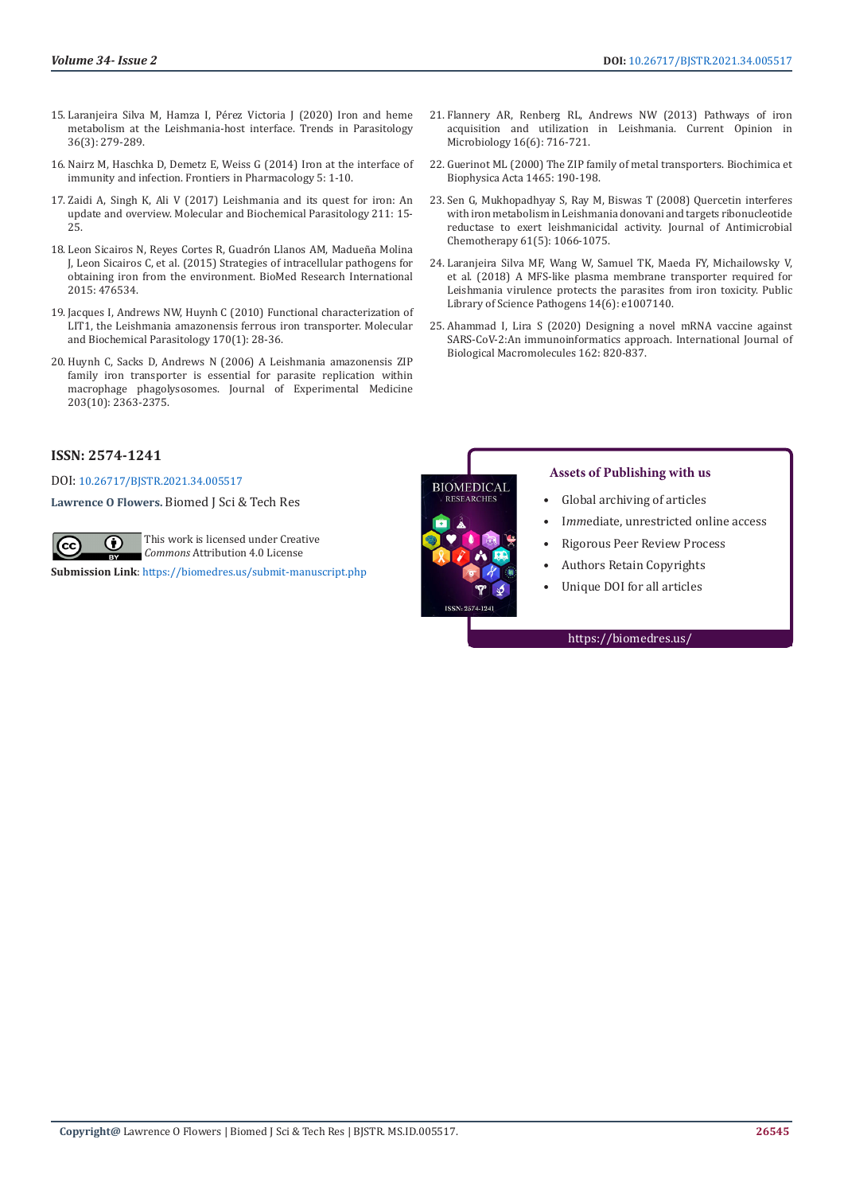15. Laranjeira Silva M, Hamza I, Pérez Victoria J (2020) Iron and heme metabolism at the Leishmania-host interface. Trends in Parasitology 36(3): 279-289.
16. Nairz M, Haschka D, Demetz E, Weiss G (2014) Iron at the interface of immunity and infection. Frontiers in Pharmacology 5: 1-10.
17. Zaidi A, Singh K, Ali V (2017) Leishmania and its quest for iron: An update and overview. Molecular and Biochemical Parasitology 211: 15-25.
18. Leon Sicairos N, Reyes Cortes R, Guadrón Llanos AM, Madueña Molina J, Leon Sicairos C, et al. (2015) Strategies of intracellular pathogens for obtaining iron from the environment. BioMed Research International 2015: 476534.
19. Jacques I, Andrews NW, Huynh C (2010) Functional characterization of LIT1, the Leishmania amazonensis ferrous iron transporter. Molecular and Biochemical Parasitology 170(1): 28-36.
20. Huynh C, Sacks D, Andrews N (2006) A Leishmania amazonensis ZIP family iron transporter is essential for parasite replication within macrophage phagolysosomes. Journal of Experimental Medicine 203(10): 2363-2375.
21. Flannery AR, Renberg RL, Andrews NW (2013) Pathways of iron acquisition and utilization in Leishmania. Current Opinion in Microbiology 16(6): 716-721.
22. Guerinot ML (2000) The ZIP family of metal transporters. Biochimica et Biophysica Acta 1465: 190-198.
23. Sen G, Mukhopadhyay S, Ray M, Biswas T (2008) Quercetin interferes with iron metabolism in Leishmania donovani and targets ribonucleotide reductase to exert leishmanicidal activity. Journal of Antimicrobial Chemotherapy 61(5): 1066-1075.
24. Laranjeira Silva MF, Wang W, Samuel TK, Maeda FY, Michailowsky V, et al. (2018) A MFS-like plasma membrane transporter required for Leishmania virulence protects the parasites from iron toxicity. Public Library of Science Pathogens 14(6): e1007140.
25. Ahammad I, Lira S (2020) Designing a novel mRNA vaccine against SARS-CoV-2:An immunoinformatics approach. International Journal of Biological Macromolecules 162: 820-837.

**ISSN: 2574-1241**

DOI: 10.26717/BJSTR.2021.34.005517

**Lawrence O Flowers.** Biomed J Sci & Tech Res

This work is licensed under Creative *Commons* Attribution 4.0 License

**Submission Link**: https://biomedres.us/submit-manuscript.php

**Assets of Publishing with us**

- Global archiving of articles
- Immediate, unrestricted online access
- Rigorous Peer Review Process
- Authors Retain Copyrights
- Unique DOI for all articles

https://biomedres.us/